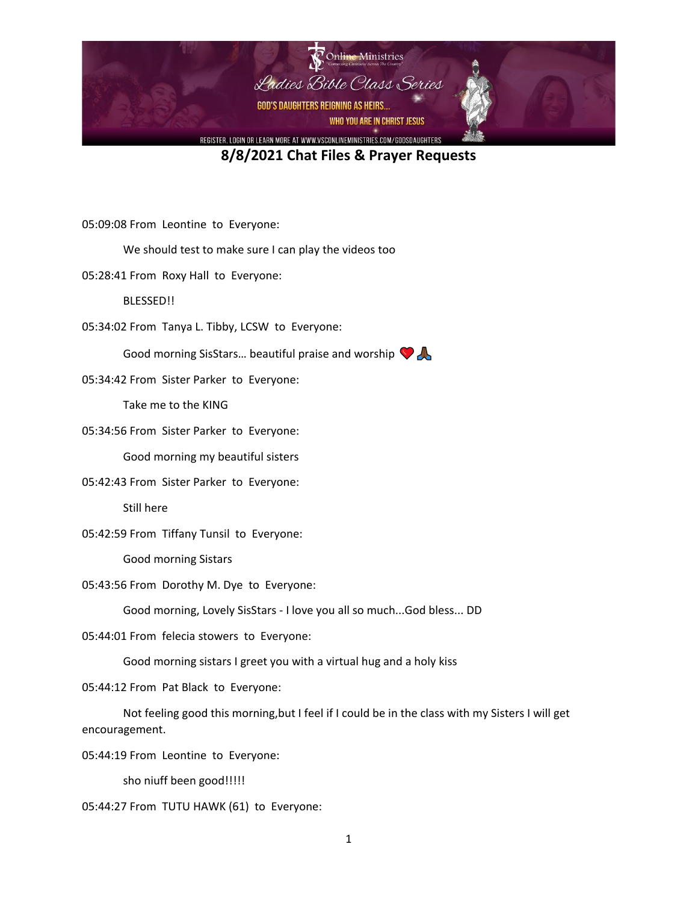# 8/8/2021 Chat Files & Prayer Requests

05:09:08 From Leontine to Everyone:

We should test to make sure I can play the videos too

05:28:41 From Roxy Hall to Everyone:

BLESSED!!

05:34:02 From Tanya L. Tibby, LCSW to Everyone:

Good morning SisStars… beautiful praise and worship ❤️ 🙏🏾

05:34:42 From Sister Parker to Everyone:

Take me to the KING

05:34:56 From Sister Parker to Everyone:

Good morning my beautiful sisters

05:42:43 From Sister Parker to Everyone:

Still here

05:42:59 From Tiffany Tunsil to Everyone:

Good morning Sistars

05:43:56 From Dorothy M. Dye to Everyone:

Good morning, Lovely SisStars - I love you all so much...God bless... DD

05:44:01 From felecia stowers to Everyone:

Good morning sistars I greet you with a virtual hug and a holy kiss

05:44:12 From Pat Black to Everyone:

Not feeling good this morning,but I feel if I could be in the class with my Sisters I will get encouragement.

05:44:19 From Leontine to Everyone:

sho niuff been good!!!!!

05:44:27 From TUTU HAWK (61) to Everyone: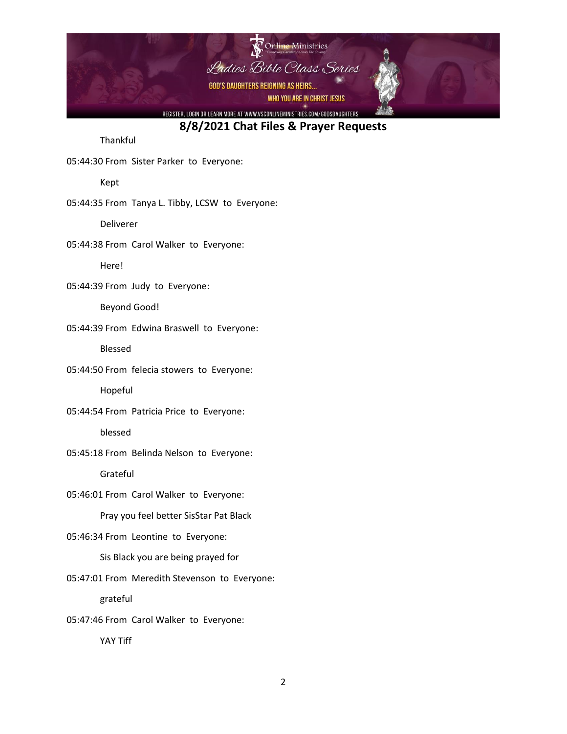## 8/8/2021 Chat Files & Prayer Requests

Thankful

05:44:30 From Sister Parker to Everyone:

Kept

05:44:35 From Tanya L. Tibby, LCSW to Everyone:

Deliverer

05:44:38 From Carol Walker to Everyone:

Here!

05:44:39 From Judy to Everyone:

Beyond Good!

05:44:39 From Edwina Braswell to Everyone:

Blessed

05:44:50 From felecia stowers to Everyone:

Hopeful

05:44:54 From Patricia Price to Everyone:

blessed

05:45:18 From Belinda Nelson to Everyone:

Grateful

05:46:01 From Carol Walker to Everyone:

Pray you feel better SisStar Pat Black

05:46:34 From Leontine to Everyone:

Sis Black you are being prayed for

05:47:01 From Meredith Stevenson to Everyone:

grateful

05:47:46 From Carol Walker to Everyone:

YAY Tiff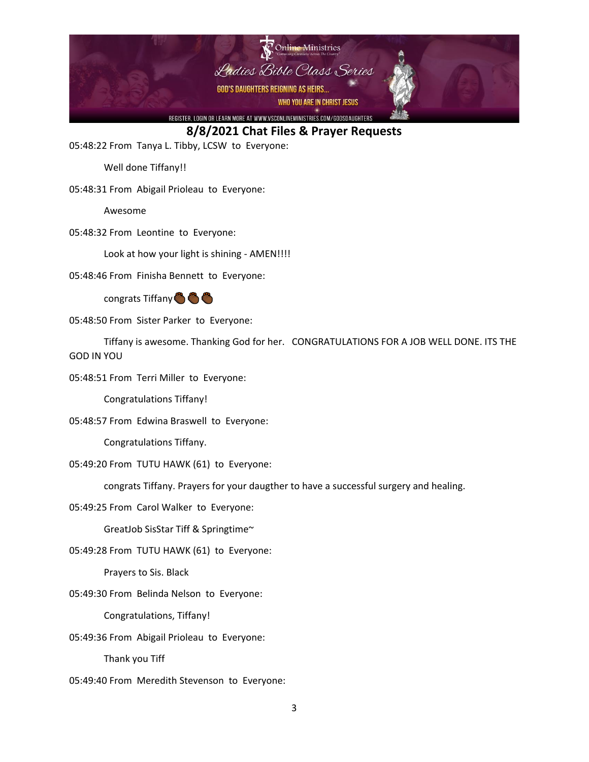## 8/8/2021 Chat Files & Prayer Requests

05:48:22 From Tanya L. Tibby, LCSW to Everyone:

Well done Tiffany!!

05:48:31 From Abigail Prioleau to Everyone:

Awesome

05:48:32 From Leontine to Everyone:

Look at how your light is shining - AMEN!!!!

05:48:46 From Finisha Bennett to Everyone:

congrats Tiffany👏🏾👏🏾👏🏾

05:48:50 From Sister Parker to Everyone:

Tiffany is awesome. Thanking God for her. CONGRATULATIONS FOR A JOB WELL DONE. ITS THE GOD IN YOU

05:48:51 From Terri Miller to Everyone:

Congratulations Tiffany!

05:48:57 From Edwina Braswell to Everyone:

Congratulations Tiffany.

05:49:20 From TUTU HAWK (61) to Everyone:

congrats Tiffany. Prayers for your daugther to have a successful surgery and healing.

05:49:25 From Carol Walker to Everyone:

GreatJob SisStar Tiff & Springtime~

05:49:28 From TUTU HAWK (61) to Everyone:

Prayers to Sis. Black

05:49:30 From Belinda Nelson to Everyone:

Congratulations, Tiffany!

05:49:36 From Abigail Prioleau to Everyone:

Thank you Tiff

05:49:40 From Meredith Stevenson to Everyone: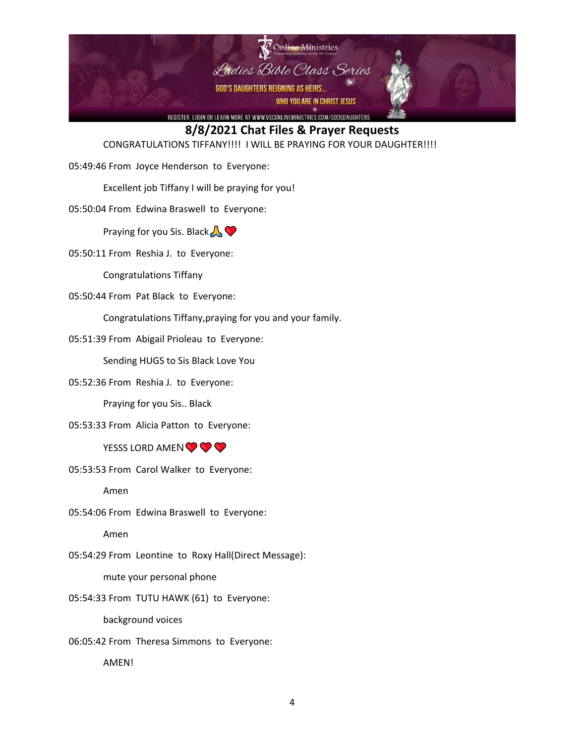## 8/8/2021 Chat Files & Prayer Requests

CONGRATULATIONS TIFFANY!!!! I WILL BE PRAYING FOR YOUR DAUGHTER!!!!

05:49:46 From Joyce Henderson to Everyone:

Excellent job Tiffany I will be praying for you!

05:50:04 From Edwina Braswell to Everyone:

Praying for you Sis. Black🙏❤️

05:50:11 From Reshia J. to Everyone:

Congratulations Tiffany

05:50:44 From Pat Black to Everyone:

Congratulations Tiffany,praying for you and your family.

05:51:39 From Abigail Prioleau to Everyone:

Sending HUGS to Sis Black Love You

05:52:36 From Reshia J. to Everyone:

Praying for you Sis.. Black

05:53:33 From Alicia Patton to Everyone:

YESSS LORD AMEN❤️❤️❤️

05:53:53 From Carol Walker to Everyone:

Amen

05:54:06 From Edwina Braswell to Everyone:

Amen

05:54:29 From Leontine to Roxy Hall(Direct Message):

mute your personal phone

05:54:33 From TUTU HAWK (61) to Everyone:

background voices

06:05:42 From Theresa Simmons to Everyone:

AMEN!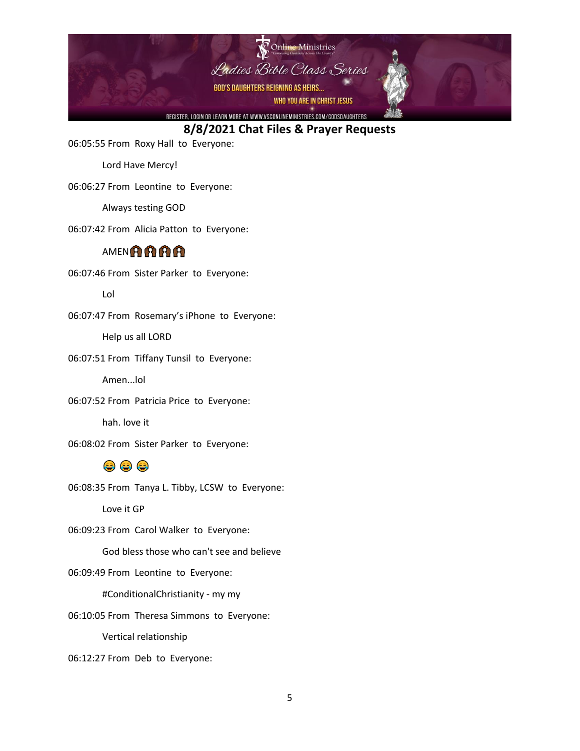## 8/8/2021 Chat Files & Prayer Requests

06:05:55 From Roxy Hall to Everyone:

Lord Have Mercy!

06:06:27 From Leontine to Everyone:

Always testing GOD

06:07:42 From Alicia Patton to Everyone:

AMEN🙌🏾🙌🏾🙌🏾🙌🏾

06:07:46 From Sister Parker to Everyone:

Lol

06:07:47 From Rosemary's iPhone to Everyone:

Help us all LORD

06:07:51 From Tiffany Tunsil to Everyone:

Amen...lol

06:07:52 From Patricia Price to Everyone:

hah. love it

06:08:02 From Sister Parker to Everyone:

😂😂😂

06:08:35 From Tanya L. Tibby, LCSW to Everyone:

Love it GP

06:09:23 From Carol Walker to Everyone:

God bless those who can't see and believe

06:09:49 From Leontine to Everyone:

#ConditionalChristianity - my my

06:10:05 From Theresa Simmons to Everyone:

Vertical relationship

06:12:27 From Deb to Everyone: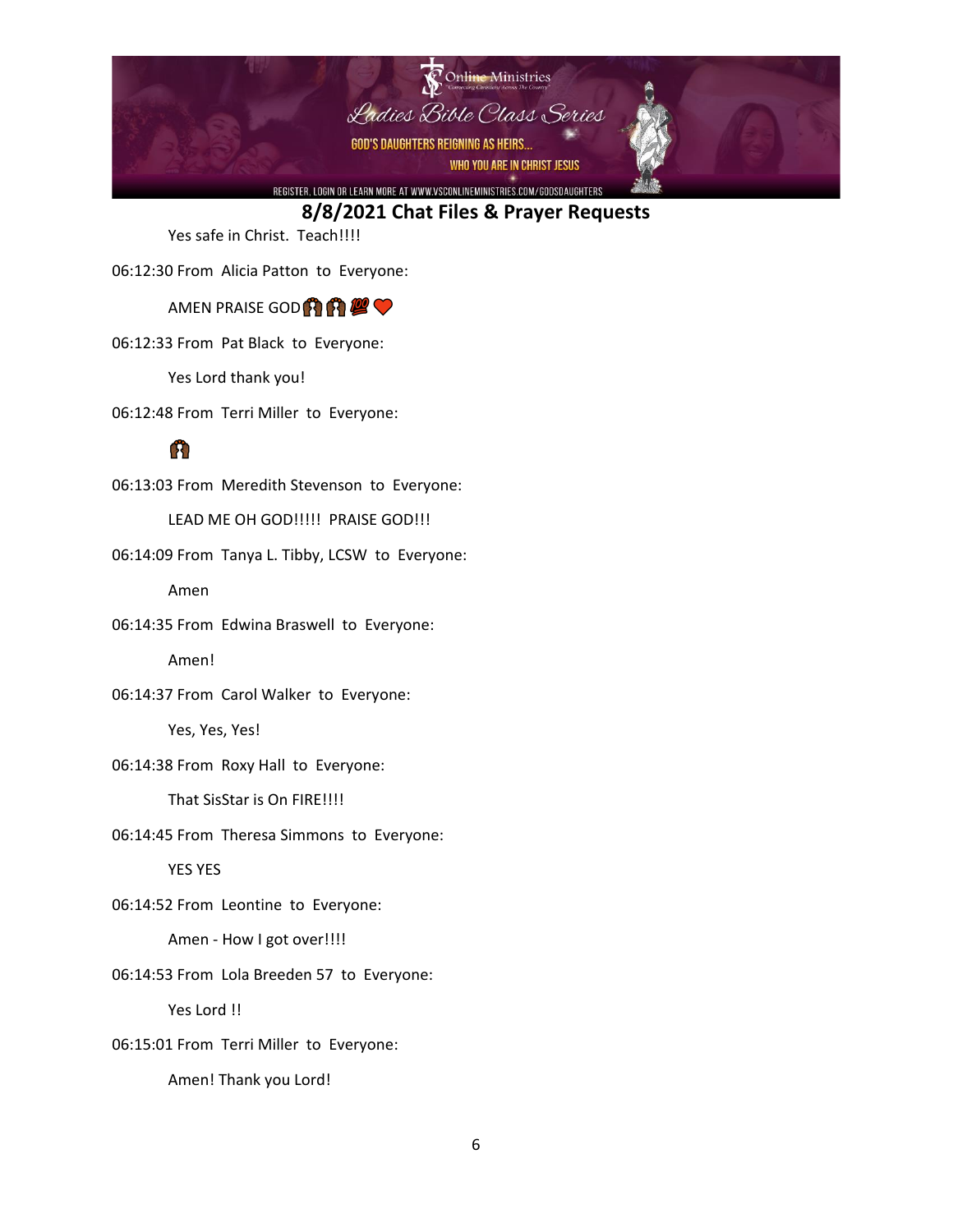## 8/8/2021 Chat Files & Prayer Requests

Yes safe in Christ. Teach!!!!

06:12:30 From Alicia Patton to Everyone:

AMEN PRAISE GOD🙌🏾🙌🏾💯❤️

06:12:33 From Pat Black to Everyone:

Yes Lord thank you!

06:12:48 From Terri Miller to Everyone:

🙌🏾

06:13:03 From Meredith Stevenson to Everyone:

LEAD ME OH GOD!!!!! PRAISE GOD!!!

06:14:09 From Tanya L. Tibby, LCSW to Everyone:

Amen

06:14:35 From Edwina Braswell to Everyone:

Amen!

06:14:37 From Carol Walker to Everyone:

Yes, Yes, Yes!

06:14:38 From Roxy Hall to Everyone:

That SisStar is On FIRE!!!!

06:14:45 From Theresa Simmons to Everyone:

YES YES

06:14:52 From Leontine to Everyone:

Amen - How I got over!!!!

06:14:53 From Lola Breeden 57 to Everyone:

Yes Lord !!

06:15:01 From Terri Miller to Everyone:

Amen! Thank you Lord!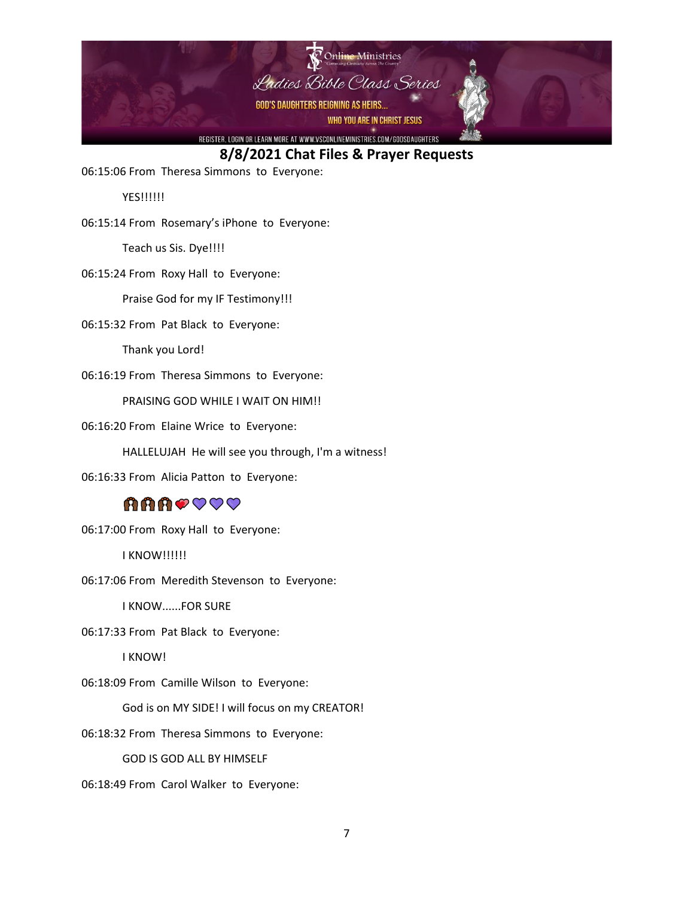## 8/8/2021 Chat Files & Prayer Requests

06:15:06 From Theresa Simmons to Everyone:

YES!!!!!!

06:15:14 From Rosemary's iPhone to Everyone:

Teach us Sis. Dye!!!!

06:15:24 From Roxy Hall to Everyone:

Praise God for my IF Testimony!!!

06:15:32 From Pat Black to Everyone:

Thank you Lord!

06:16:19 From Theresa Simmons to Everyone:

PRAISING GOD WHILE I WAIT ON HIM!!

06:16:20 From Elaine Wrice to Everyone:

HALLELUJAH He will see you through, I'm a witness!

06:16:33 From Alicia Patton to Everyone:

🙌🏾🙌🏾🙌🏾❤️💜💜💜

06:17:00 From Roxy Hall to Everyone:

I KNOW!!!!!!

06:17:06 From Meredith Stevenson to Everyone:

I KNOW......FOR SURE

06:17:33 From Pat Black to Everyone:

I KNOW!

06:18:09 From Camille Wilson to Everyone:

God is on MY SIDE! I will focus on my CREATOR!

06:18:32 From Theresa Simmons to Everyone:

GOD IS GOD ALL BY HIMSELF

06:18:49 From Carol Walker to Everyone: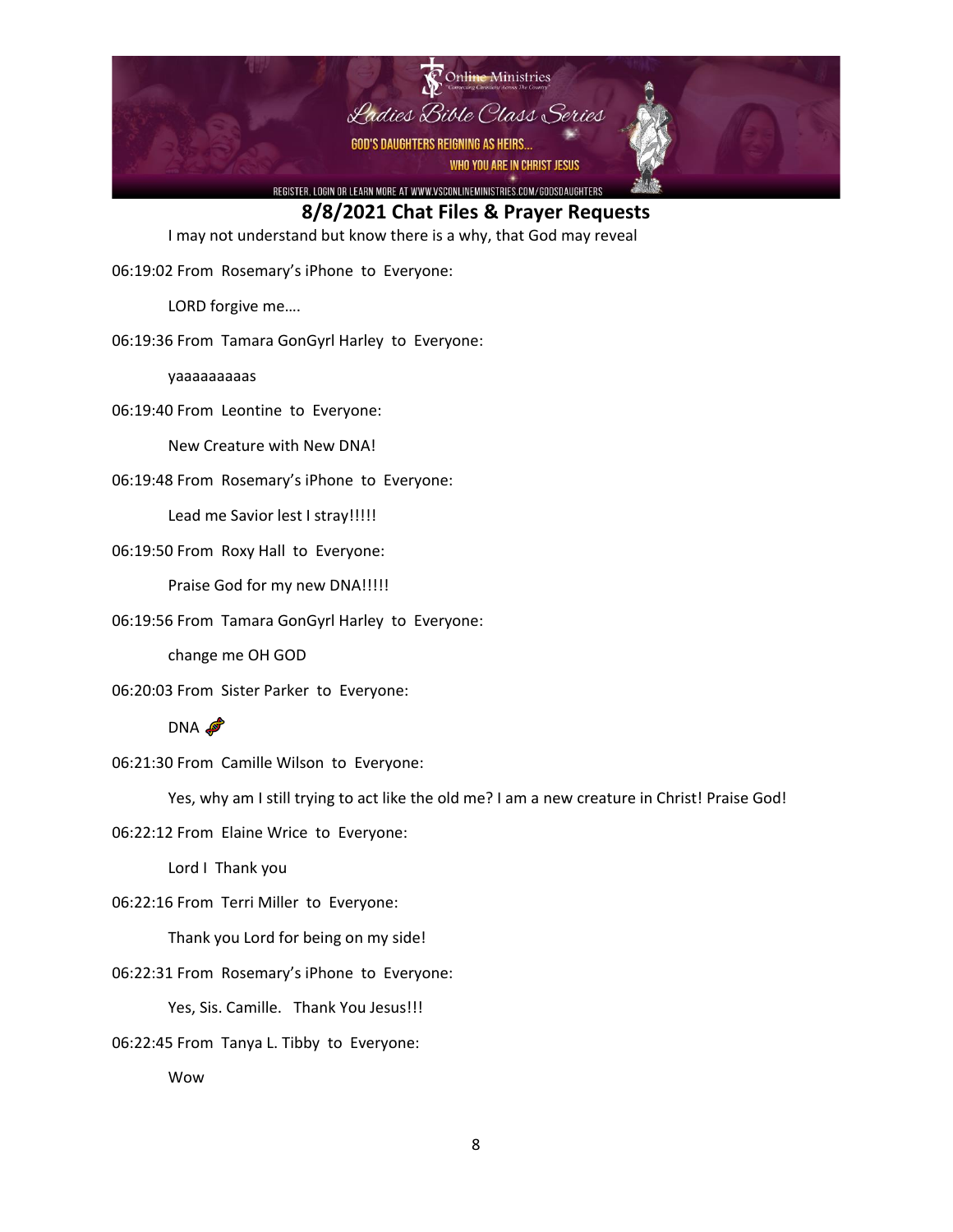## 8/8/2021 Chat Files & Prayer Requests

I may not understand but know there is a why, that God may reveal

06:19:02 From Rosemary's iPhone to Everyone:

LORD forgive me….

06:19:36 From Tamara GonGyrl Harley to Everyone:

yaaaaaaaaas

06:19:40 From Leontine to Everyone:

New Creature with New DNA!

06:19:48 From Rosemary's iPhone to Everyone:

Lead me Savior lest I stray!!!!!

06:19:50 From Roxy Hall to Everyone:

Praise God for my new DNA!!!!!

06:19:56 From Tamara GonGyrl Harley to Everyone:

change me OH GOD

06:20:03 From Sister Parker to Everyone:

DNA 🧬

06:21:30 From Camille Wilson to Everyone:

Yes, why am I still trying to act like the old me? I am a new creature in Christ! Praise God!

06:22:12 From Elaine Wrice to Everyone:

Lord I Thank you

06:22:16 From Terri Miller to Everyone:

Thank you Lord for being on my side!

06:22:31 From Rosemary's iPhone to Everyone:

Yes, Sis. Camille. Thank You Jesus!!!

06:22:45 From Tanya L. Tibby to Everyone:

Wow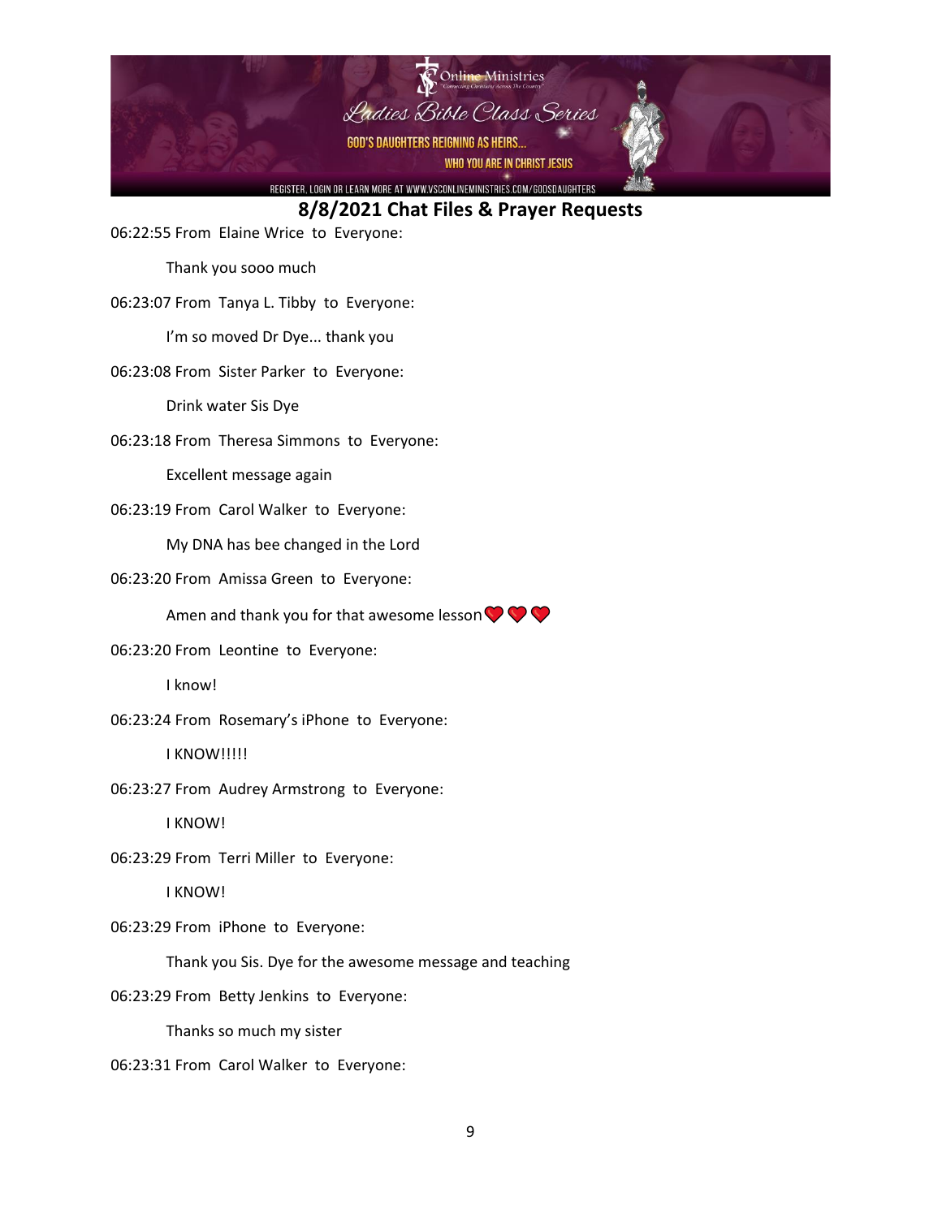## 8/8/2021 Chat Files & Prayer Requests

06:22:55 From Elaine Wrice to Everyone:

Thank you sooo much

06:23:07 From Tanya L. Tibby to Everyone:

I'm so moved Dr Dye... thank you

06:23:08 From Sister Parker to Everyone:

Drink water Sis Dye

06:23:18 From Theresa Simmons to Everyone:

Excellent message again

06:23:19 From Carol Walker to Everyone:

My DNA has bee changed in the Lord

06:23:20 From Amissa Green to Everyone:

Amen and thank you for that awesome lesson ❤️ ❤️ ❤️

06:23:20 From Leontine to Everyone:

I know!

06:23:24 From Rosemary's iPhone to Everyone:

I KNOW!!!!!

06:23:27 From Audrey Armstrong to Everyone:

I KNOW!

06:23:29 From Terri Miller to Everyone:

I KNOW!

06:23:29 From iPhone to Everyone:

Thank you Sis. Dye for the awesome message and teaching

06:23:29 From Betty Jenkins to Everyone:

Thanks so much my sister

06:23:31 From Carol Walker to Everyone: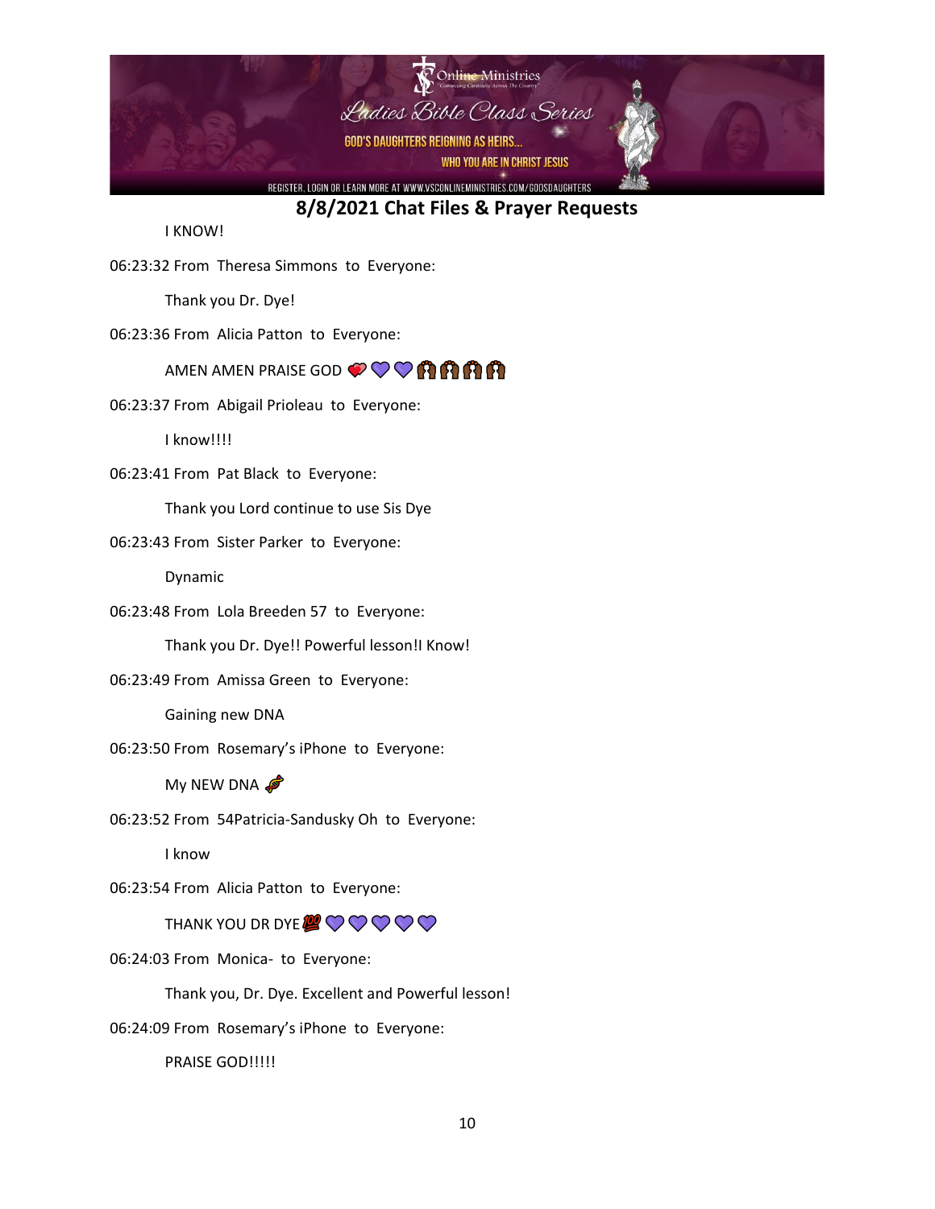## 8/8/2021 Chat Files & Prayer Requests

I KNOW!

06:23:32 From Theresa Simmons to Everyone:

Thank you Dr. Dye!

06:23:36 From Alicia Patton to Everyone:

AMEN AMEN PRAISE GOD 💞💜💜🙌🏾🙌🏾🙌🏾🙌🏾

06:23:37 From Abigail Prioleau to Everyone:

I know!!!!

06:23:41 From Pat Black to Everyone:

Thank you Lord continue to use Sis Dye

06:23:43 From Sister Parker to Everyone:

Dynamic

06:23:48 From Lola Breeden 57 to Everyone:

Thank you Dr. Dye!! Powerful lesson!I Know!

06:23:49 From Amissa Green to Everyone:

Gaining new DNA

06:23:50 From Rosemary's iPhone to Everyone:

My NEW DNA 🧬

06:23:52 From 54Patricia-Sandusky Oh to Everyone:

I know

06:23:54 From Alicia Patton to Everyone:

THANK YOU DR DYE💯💜💜💜💜💜

06:24:03 From Monica- to Everyone:

Thank you, Dr. Dye. Excellent and Powerful lesson!

06:24:09 From Rosemary's iPhone to Everyone:

PRAISE GOD!!!!!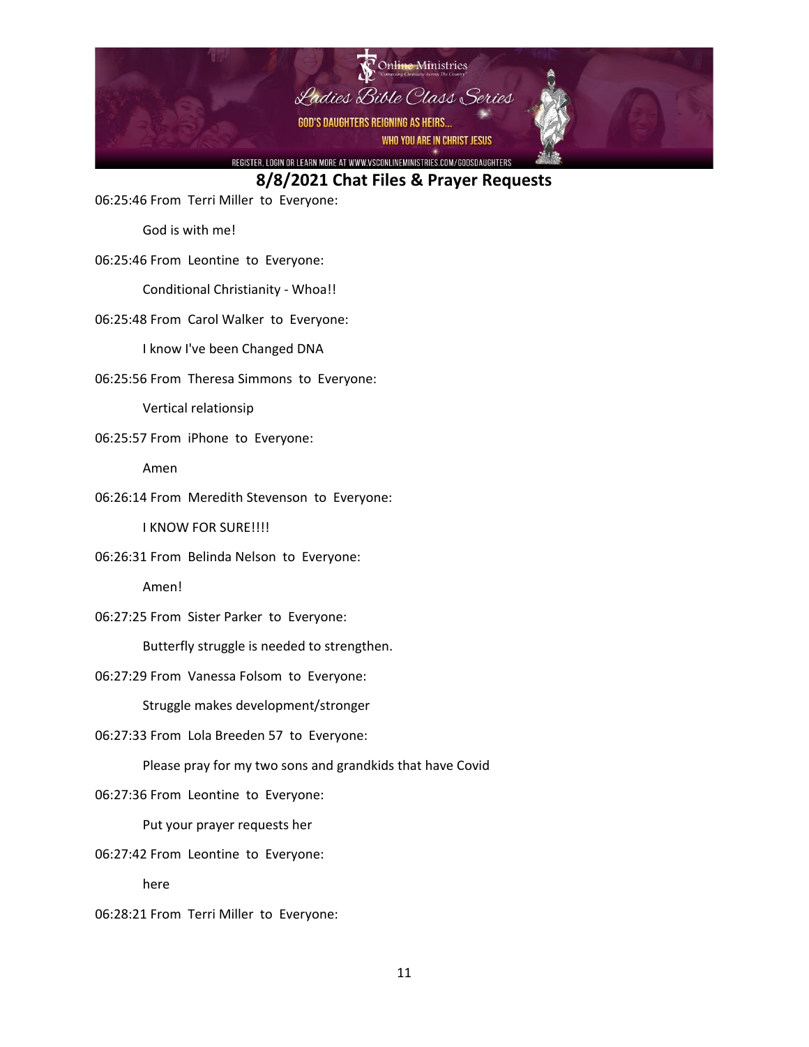## 8/8/2021 Chat Files & Prayer Requests

06:25:46 From Terri Miller to Everyone:

God is with me!

06:25:46 From Leontine to Everyone:

Conditional Christianity - Whoa!!

06:25:48 From Carol Walker to Everyone:

I know I've been Changed DNA

06:25:56 From Theresa Simmons to Everyone:

Vertical relationsip

06:25:57 From iPhone to Everyone:

Amen

06:26:14 From Meredith Stevenson to Everyone:

I KNOW FOR SURE!!!!

06:26:31 From Belinda Nelson to Everyone:

Amen!

06:27:25 From Sister Parker to Everyone:

Butterfly struggle is needed to strengthen.

06:27:29 From Vanessa Folsom to Everyone:

Struggle makes development/stronger

06:27:33 From Lola Breeden 57 to Everyone:

Please pray for my two sons and grandkids that have Covid

06:27:36 From Leontine to Everyone:

Put your prayer requests her

06:27:42 From Leontine to Everyone:

here

06:28:21 From Terri Miller to Everyone: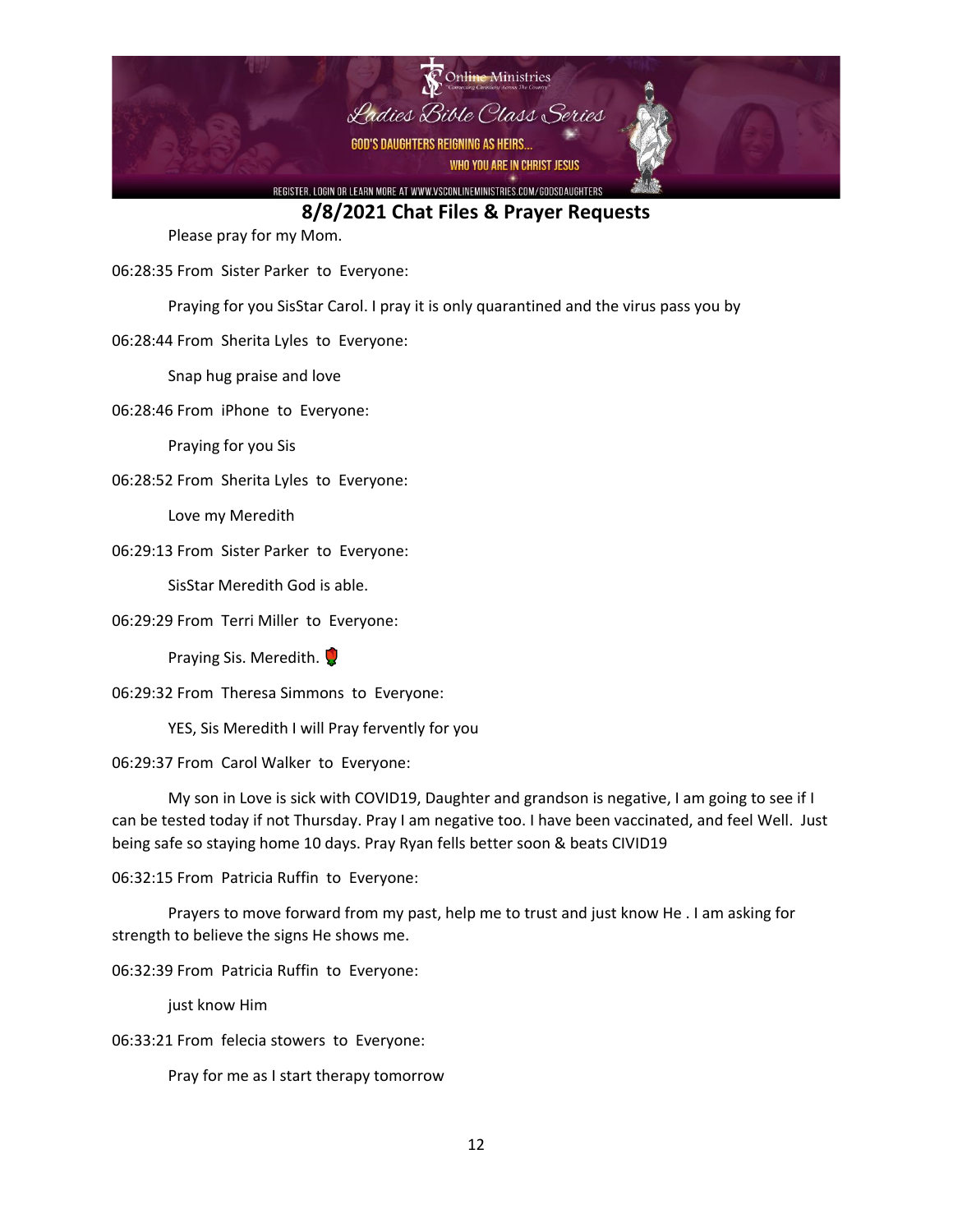## 8/8/2021 Chat Files & Prayer Requests

Please pray for my Mom.

06:28:35 From Sister Parker to Everyone:

Praying for you SisStar Carol. I pray it is only quarantined and the virus pass you by

06:28:44 From Sherita Lyles to Everyone:

Snap hug praise and love

06:28:46 From iPhone to Everyone:

Praying for you Sis

06:28:52 From Sherita Lyles to Everyone:

Love my Meredith

06:29:13 From Sister Parker to Everyone:

SisStar Meredith God is able.

06:29:29 From Terri Miller to Everyone:

Praying Sis. Meredith. 🌹

06:29:32 From Theresa Simmons to Everyone:

YES, Sis Meredith I will Pray fervently for you

06:29:37 From Carol Walker to Everyone:

My son in Love is sick with COVID19, Daughter and grandson is negative, I am going to see if I can be tested today if not Thursday. Pray I am negative too. I have been vaccinated, and feel Well. Just being safe so staying home 10 days. Pray Ryan fells better soon & beats CIVID19

06:32:15 From Patricia Ruffin to Everyone:

Prayers to move forward from my past, help me to trust and just know He . I am asking for strength to believe the signs He shows me.

06:32:39 From Patricia Ruffin to Everyone:

just know Him

06:33:21 From felecia stowers to Everyone:

Pray for me as I start therapy tomorrow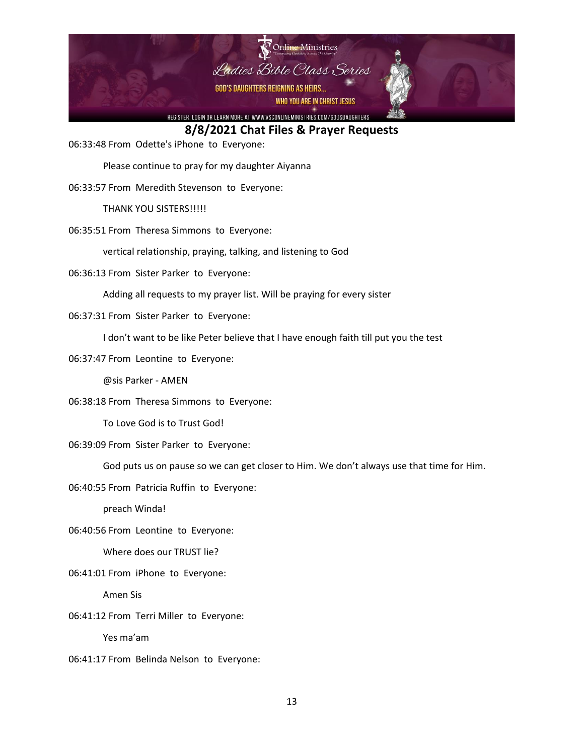## 8/8/2021 Chat Files & Prayer Requests

06:33:48 From Odette's iPhone to Everyone:

Please continue to pray for my daughter Aiyanna

06:33:57 From Meredith Stevenson to Everyone:

THANK YOU SISTERS!!!!!

06:35:51 From Theresa Simmons to Everyone:

vertical relationship, praying, talking, and listening to God

06:36:13 From Sister Parker to Everyone:

Adding all requests to my prayer list. Will be praying for every sister

06:37:31 From Sister Parker to Everyone:

I don't want to be like Peter believe that I have enough faith till put you the test

06:37:47 From Leontine to Everyone:

@sis Parker - AMEN

06:38:18 From Theresa Simmons to Everyone:

To Love God is to Trust God!

06:39:09 From Sister Parker to Everyone:

God puts us on pause so we can get closer to Him. We don't always use that time for Him.

06:40:55 From Patricia Ruffin to Everyone:

preach Winda!

06:40:56 From Leontine to Everyone:

Where does our TRUST lie?

06:41:01 From iPhone to Everyone:

Amen Sis

06:41:12 From Terri Miller to Everyone:

Yes ma'am

06:41:17 From Belinda Nelson to Everyone: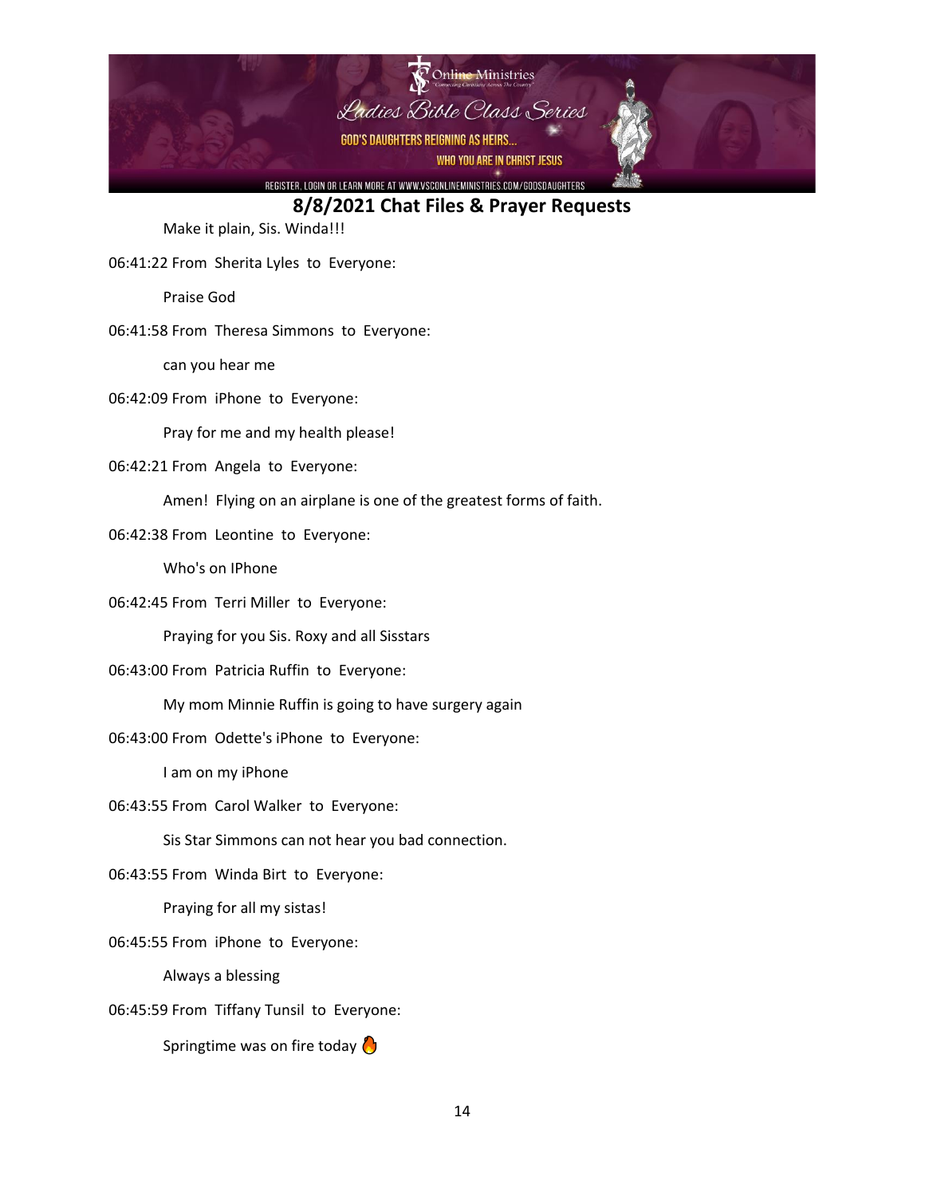## 8/8/2021 Chat Files & Prayer Requests

Make it plain, Sis. Winda!!!

06:41:22 From Sherita Lyles to Everyone:

Praise God

06:41:58 From Theresa Simmons to Everyone:

can you hear me

06:42:09 From iPhone to Everyone:

Pray for me and my health please!

06:42:21 From Angela to Everyone:

Amen! Flying on an airplane is one of the greatest forms of faith.

06:42:38 From Leontine to Everyone:

Who's on IPhone

06:42:45 From Terri Miller to Everyone:

Praying for you Sis. Roxy and all Sisstars

06:43:00 From Patricia Ruffin to Everyone:

My mom Minnie Ruffin is going to have surgery again

06:43:00 From Odette's iPhone to Everyone:

I am on my iPhone

06:43:55 From Carol Walker to Everyone:

Sis Star Simmons can not hear you bad connection.

06:43:55 From Winda Birt to Everyone:

Praying for all my sistas!

06:45:55 From iPhone to Everyone:

Always a blessing

06:45:59 From Tiffany Tunsil to Everyone:

Springtime was on fire today 🔥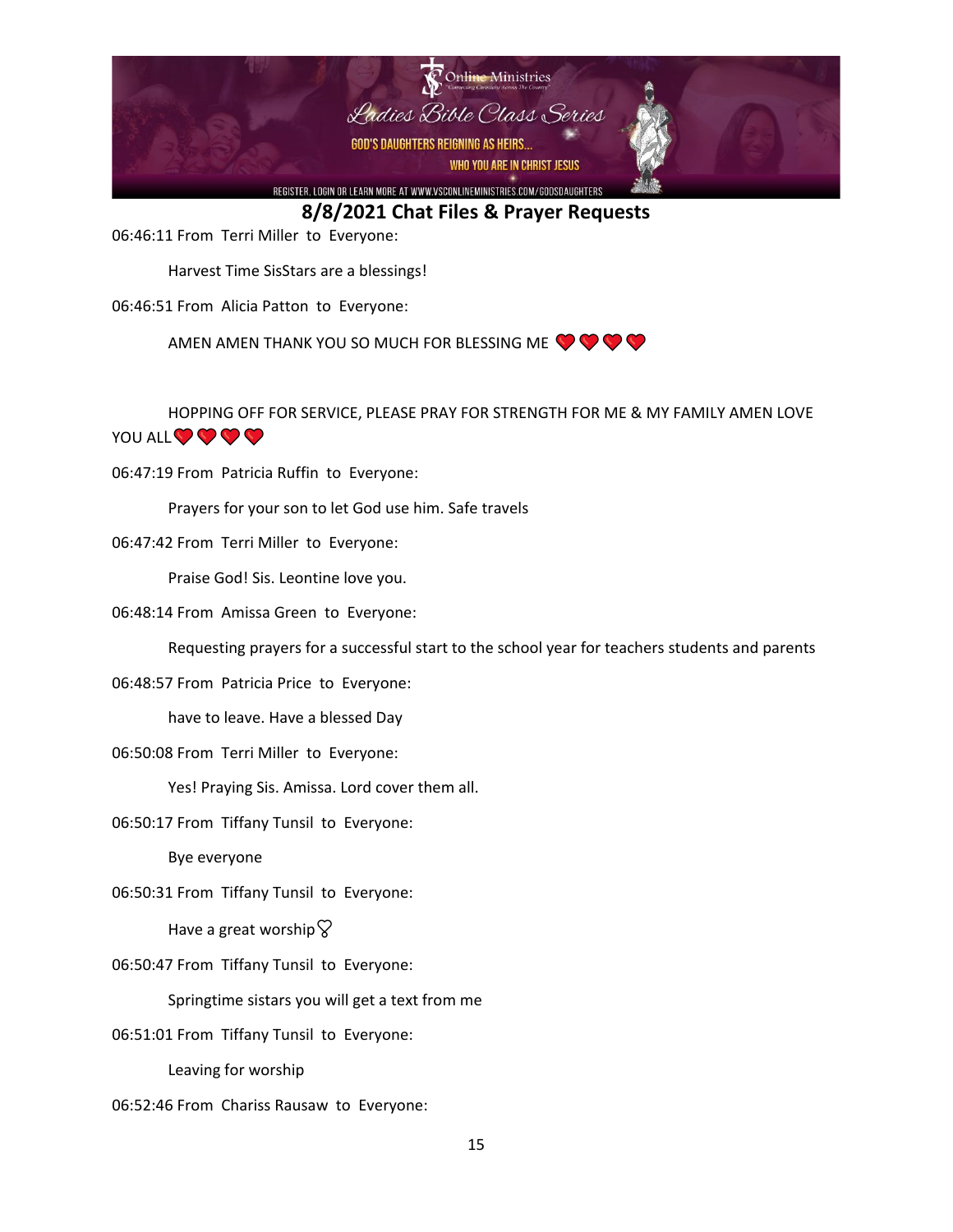## 8/8/2021 Chat Files & Prayer Requests

06:46:11 From Terri Miller to Everyone:

Harvest Time SisStars are a blessings!

06:46:51 From Alicia Patton to Everyone:

AMEN AMEN THANK YOU SO MUCH FOR BLESSING ME ❤️❤️❤️❤️

HOPPING OFF FOR SERVICE, PLEASE PRAY FOR STRENGTH FOR ME & MY FAMILY AMEN LOVE YOU ALL ❤️❤️❤️❤️

06:47:19 From Patricia Ruffin to Everyone:

Prayers for your son to let God use him. Safe travels

06:47:42 From Terri Miller to Everyone:

Praise God! Sis. Leontine love you.

06:48:14 From Amissa Green to Everyone:

Requesting prayers for a successful start to the school year for teachers students and parents

06:48:57 From Patricia Price to Everyone:

have to leave. Have a blessed Day

06:50:08 From Terri Miller to Everyone:

Yes! Praying Sis. Amissa. Lord cover them all.

06:50:17 From Tiffany Tunsil to Everyone:

Bye everyone

06:50:31 From Tiffany Tunsil to Everyone:

Have a great worship♡

06:50:47 From Tiffany Tunsil to Everyone:

Springtime sistars you will get a text from me

06:51:01 From Tiffany Tunsil to Everyone:

Leaving for worship

06:52:46 From Chariss Rausaw to Everyone: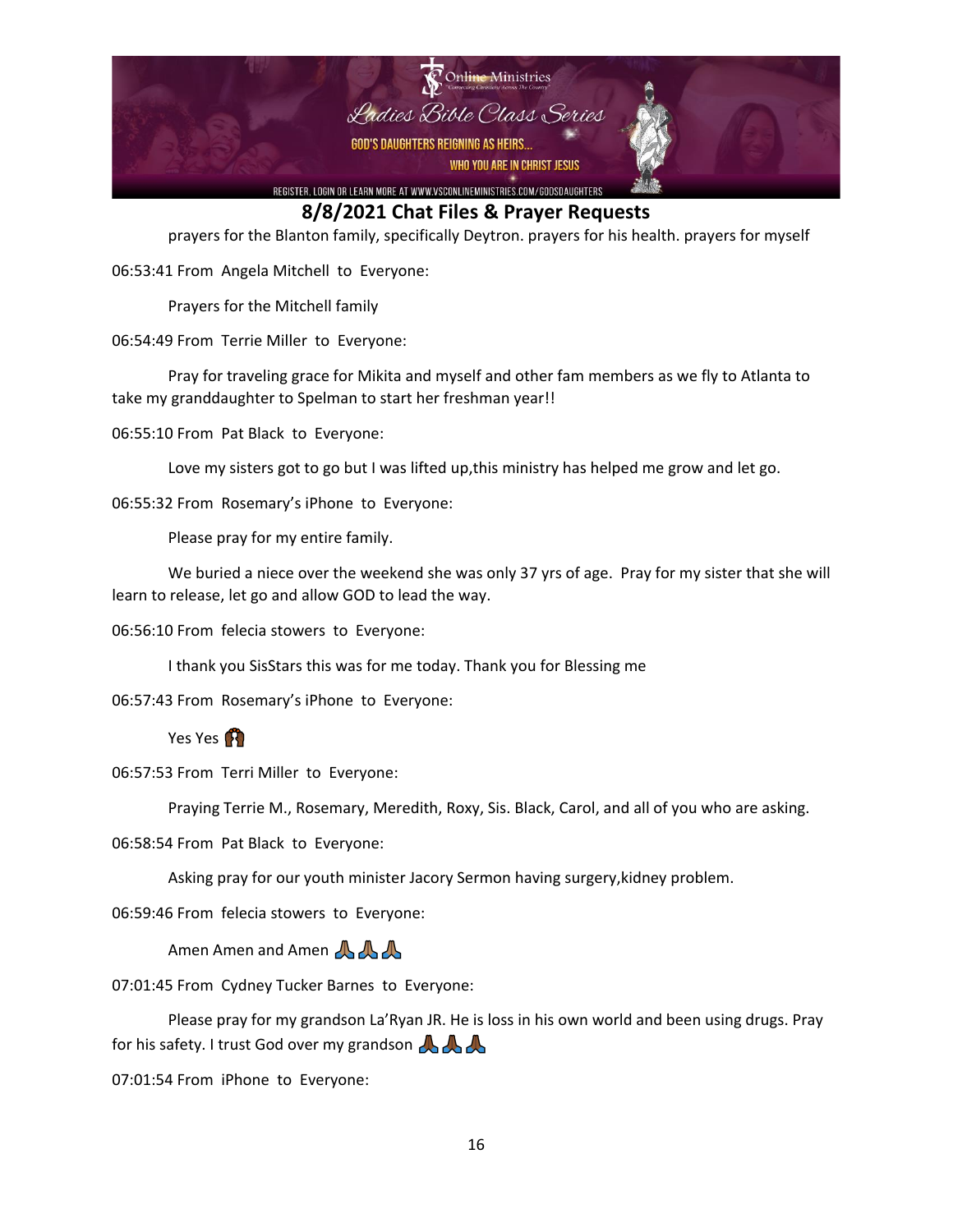## 8/8/2021 Chat Files & Prayer Requests

prayers for the Blanton family, specifically Deytron. prayers for his health. prayers for myself

06:53:41 From Angela Mitchell to Everyone:

Prayers for the Mitchell family

06:54:49 From Terrie Miller to Everyone:

Pray for traveling grace for Mikita and myself and other fam members as we fly to Atlanta to take my granddaughter to Spelman to start her freshman year!!

06:55:10 From Pat Black to Everyone:

Love my sisters got to go but I was lifted up,this ministry has helped me grow and let go.

06:55:32 From Rosemary's iPhone to Everyone:

Please pray for my entire family.

We buried a niece over the weekend she was only 37 yrs of age. Pray for my sister that she will learn to release, let go and allow GOD to lead the way.

06:56:10 From felecia stowers to Everyone:

I thank you SisStars this was for me today. Thank you for Blessing me

06:57:43 From Rosemary's iPhone to Everyone:

Yes Yes 🙌

06:57:53 From Terri Miller to Everyone:

Praying Terrie M., Rosemary, Meredith, Roxy, Sis. Black, Carol, and all of you who are asking.

06:58:54 From Pat Black to Everyone:

Asking pray for our youth minister Jacory Sermon having surgery,kidney problem.

06:59:46 From felecia stowers to Everyone:

Amen Amen and Amen 🙏🙏🙏

07:01:45 From Cydney Tucker Barnes to Everyone:

Please pray for my grandson La'Ryan JR. He is loss in his own world and been using drugs. Pray for his safety. I trust God over my grandson 🙏🙏🙏

07:01:54 From iPhone to Everyone: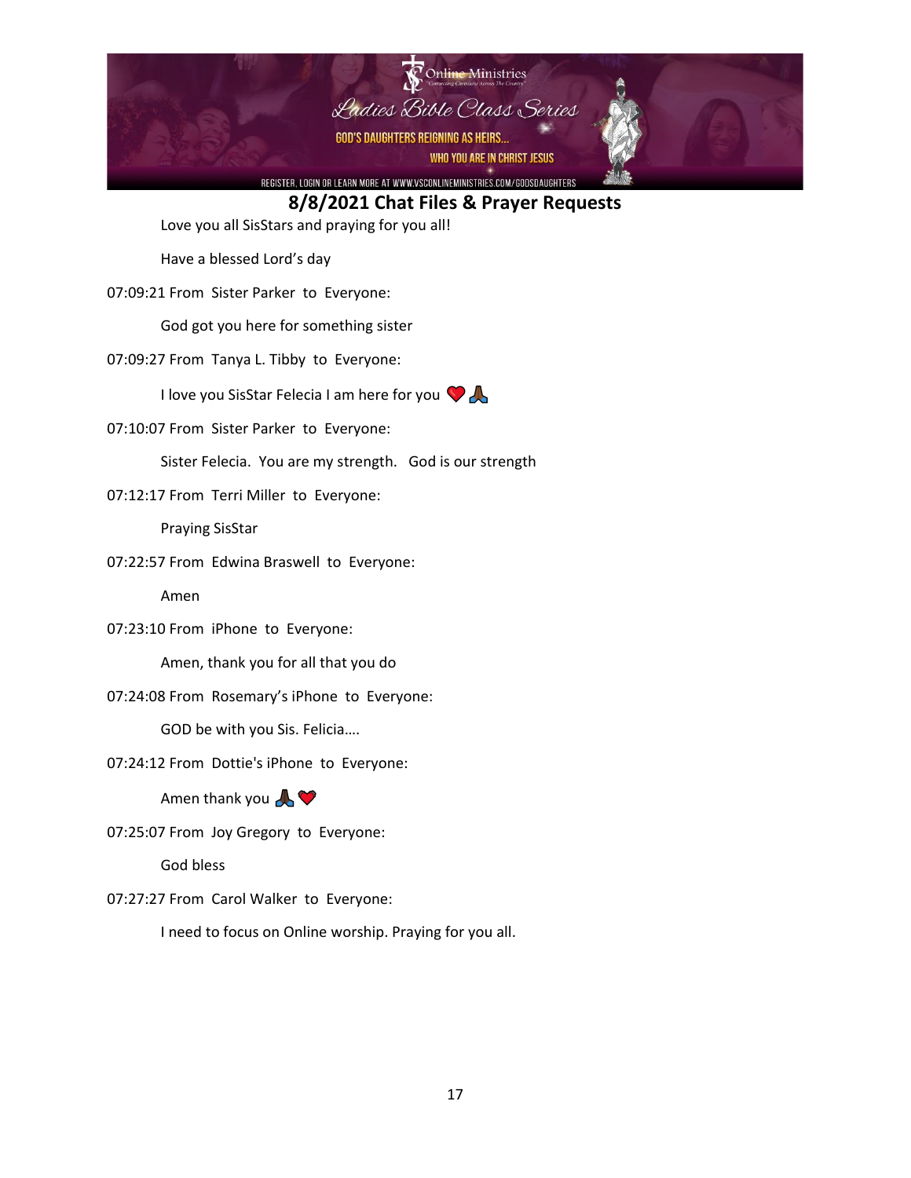# 8/8/2021 Chat Files & Prayer Requests

Love you all SisStars and praying for you all!

Have a blessed Lord's day

07:09:21 From Sister Parker to Everyone:

God got you here for something sister

07:09:27 From Tanya L. Tibby to Everyone:

I love you SisStar Felecia I am here for you ❤️🙏🏾

07:10:07 From Sister Parker to Everyone:

Sister Felecia. You are my strength. God is our strength

07:12:17 From Terri Miller to Everyone:

Praying SisStar

07:22:57 From Edwina Braswell to Everyone:

Amen

07:23:10 From iPhone to Everyone:

Amen, thank you for all that you do

07:24:08 From Rosemary's iPhone to Everyone:

GOD be with you Sis. Felicia….

07:24:12 From Dottie's iPhone to Everyone:

Amen thank you 🙏🏾❤️

07:25:07 From Joy Gregory to Everyone:

God bless

07:27:27 From Carol Walker to Everyone:

I need to focus on Online worship. Praying for you all.